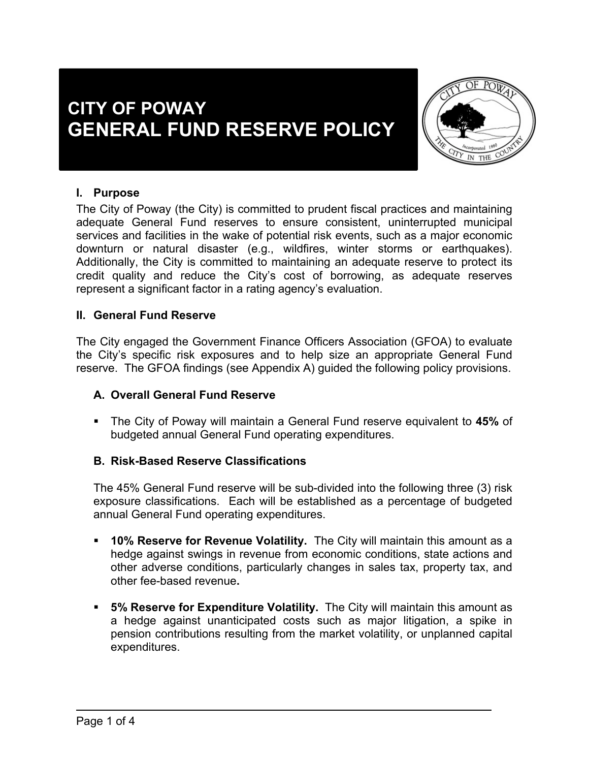# CITY OF POWAY
# GENERAL FUND RESERVE POLICY

## I. Purpose

The City of Poway (the City) is committed to prudent fiscal practices and maintaining adequate General Fund reserves to ensure consistent, uninterrupted municipal services and facilities in the wake of potential risk events, such as a major economic downturn or natural disaster (e.g., wildfires, winter storms or earthquakes). Additionally, the City is committed to maintaining an adequate reserve to protect its credit quality and reduce the City's cost of borrowing, as adequate reserves represent a significant factor in a rating agency's evaluation.

## II. General Fund Reserve

The City engaged the Government Finance Officers Association (GFOA) to evaluate the City's specific risk exposures and to help size an appropriate General Fund reserve. The GFOA findings (see Appendix A) guided the following policy provisions.

### A. Overall General Fund Reserve

- The City of Poway will maintain a General Fund reserve equivalent to **45%** of budgeted annual General Fund operating expenditures.

### B. Risk-Based Reserve Classifications

The 45% General Fund reserve will be sub-divided into the following three (3) risk exposure classifications. Each will be established as a percentage of budgeted annual General Fund operating expenditures.

- **10% Reserve for Revenue Volatility.** The City will maintain this amount as a hedge against swings in revenue from economic conditions, state actions and other adverse conditions, particularly changes in sales tax, property tax, and other fee-based revenue**.**
- **5% Reserve for Expenditure Volatility.** The City will maintain this amount as a hedge against unanticipated costs such as major litigation, a spike in pension contributions resulting from the market volatility, or unplanned capital expenditures.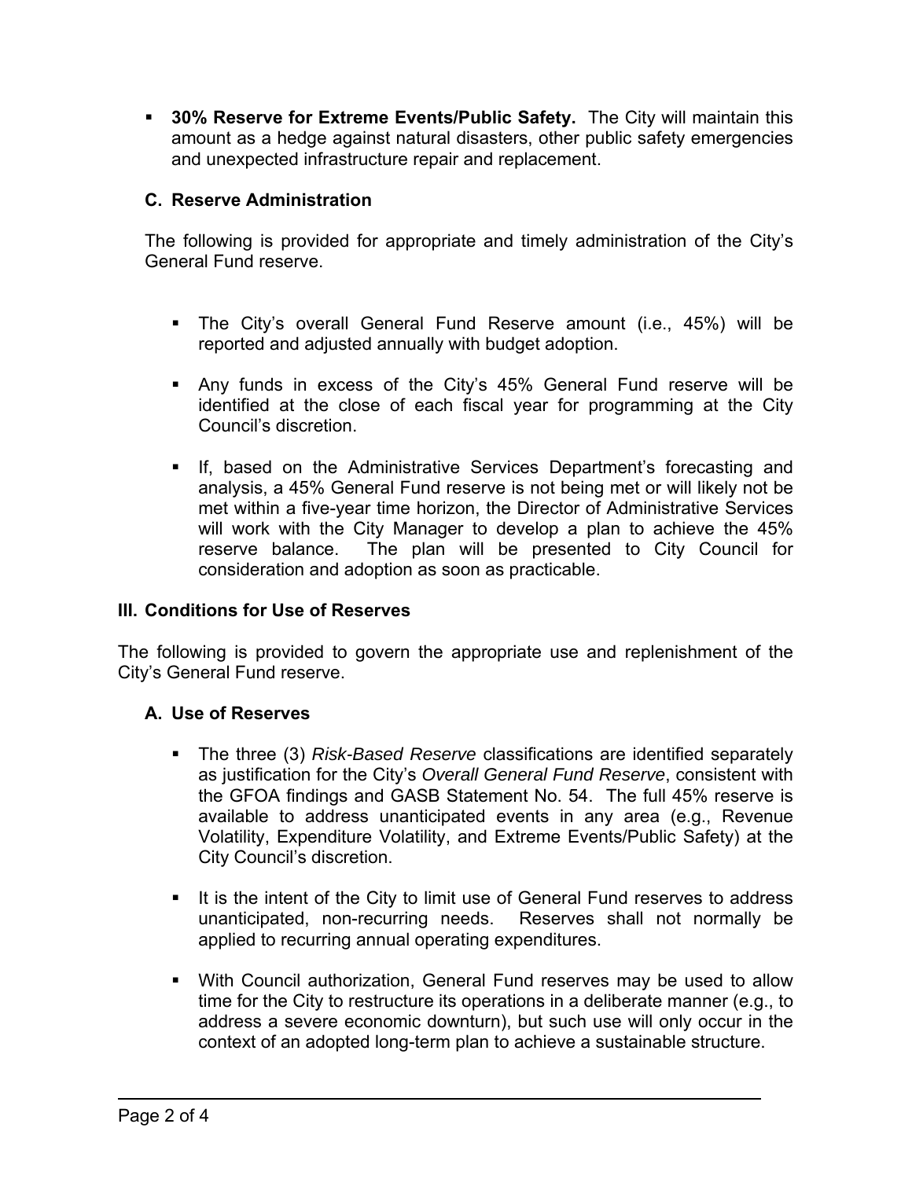- **30% Reserve for Extreme Events/Public Safety.** The City will maintain this amount as a hedge against natural disasters, other public safety emergencies and unexpected infrastructure repair and replacement.

### C. Reserve Administration

The following is provided for appropriate and timely administration of the City's General Fund reserve.

- The City's overall General Fund Reserve amount (i.e., 45%) will be reported and adjusted annually with budget adoption.
- Any funds in excess of the City's 45% General Fund reserve will be identified at the close of each fiscal year for programming at the City Council's discretion.
- If, based on the Administrative Services Department's forecasting and analysis, a 45% General Fund reserve is not being met or will likely not be met within a five-year time horizon, the Director of Administrative Services will work with the City Manager to develop a plan to achieve the 45% reserve balance. The plan will be presented to City Council for consideration and adoption as soon as practicable.

## III. Conditions for Use of Reserves

The following is provided to govern the appropriate use and replenishment of the City's General Fund reserve.

### A. Use of Reserves

- The three (3) *Risk-Based Reserve* classifications are identified separately as justification for the City's *Overall General Fund Reserve*, consistent with the GFOA findings and GASB Statement No. 54. The full 45% reserve is available to address unanticipated events in any area (e.g., Revenue Volatility, Expenditure Volatility, and Extreme Events/Public Safety) at the City Council's discretion.
- It is the intent of the City to limit use of General Fund reserves to address unanticipated, non-recurring needs. Reserves shall not normally be applied to recurring annual operating expenditures.
- With Council authorization, General Fund reserves may be used to allow time for the City to restructure its operations in a deliberate manner (e.g., to address a severe economic downturn), but such use will only occur in the context of an adopted long-term plan to achieve a sustainable structure.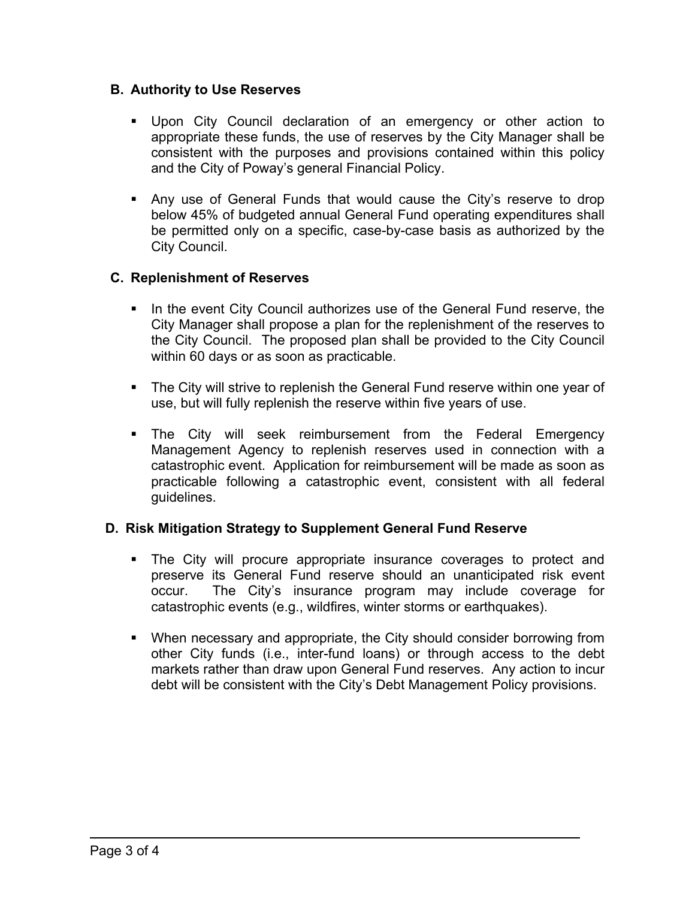### B. Authority to Use Reserves

- Upon City Council declaration of an emergency or other action to appropriate these funds, the use of reserves by the City Manager shall be consistent with the purposes and provisions contained within this policy and the City of Poway's general Financial Policy.

- Any use of General Funds that would cause the City's reserve to drop below 45% of budgeted annual General Fund operating expenditures shall be permitted only on a specific, case-by-case basis as authorized by the City Council.

### C. Replenishment of Reserves

- In the event City Council authorizes use of the General Fund reserve, the City Manager shall propose a plan for the replenishment of the reserves to the City Council. The proposed plan shall be provided to the City Council within 60 days or as soon as practicable.

- The City will strive to replenish the General Fund reserve within one year of use, but will fully replenish the reserve within five years of use.

- The City will seek reimbursement from the Federal Emergency Management Agency to replenish reserves used in connection with a catastrophic event. Application for reimbursement will be made as soon as practicable following a catastrophic event, consistent with all federal guidelines.

### D. Risk Mitigation Strategy to Supplement General Fund Reserve

- The City will procure appropriate insurance coverages to protect and preserve its General Fund reserve should an unanticipated risk event occur. The City's insurance program may include coverage for catastrophic events (e.g., wildfires, winter storms or earthquakes).

- When necessary and appropriate, the City should consider borrowing from other City funds (i.e., inter-fund loans) or through access to the debt markets rather than draw upon General Fund reserves. Any action to incur debt will be consistent with the City's Debt Management Policy provisions.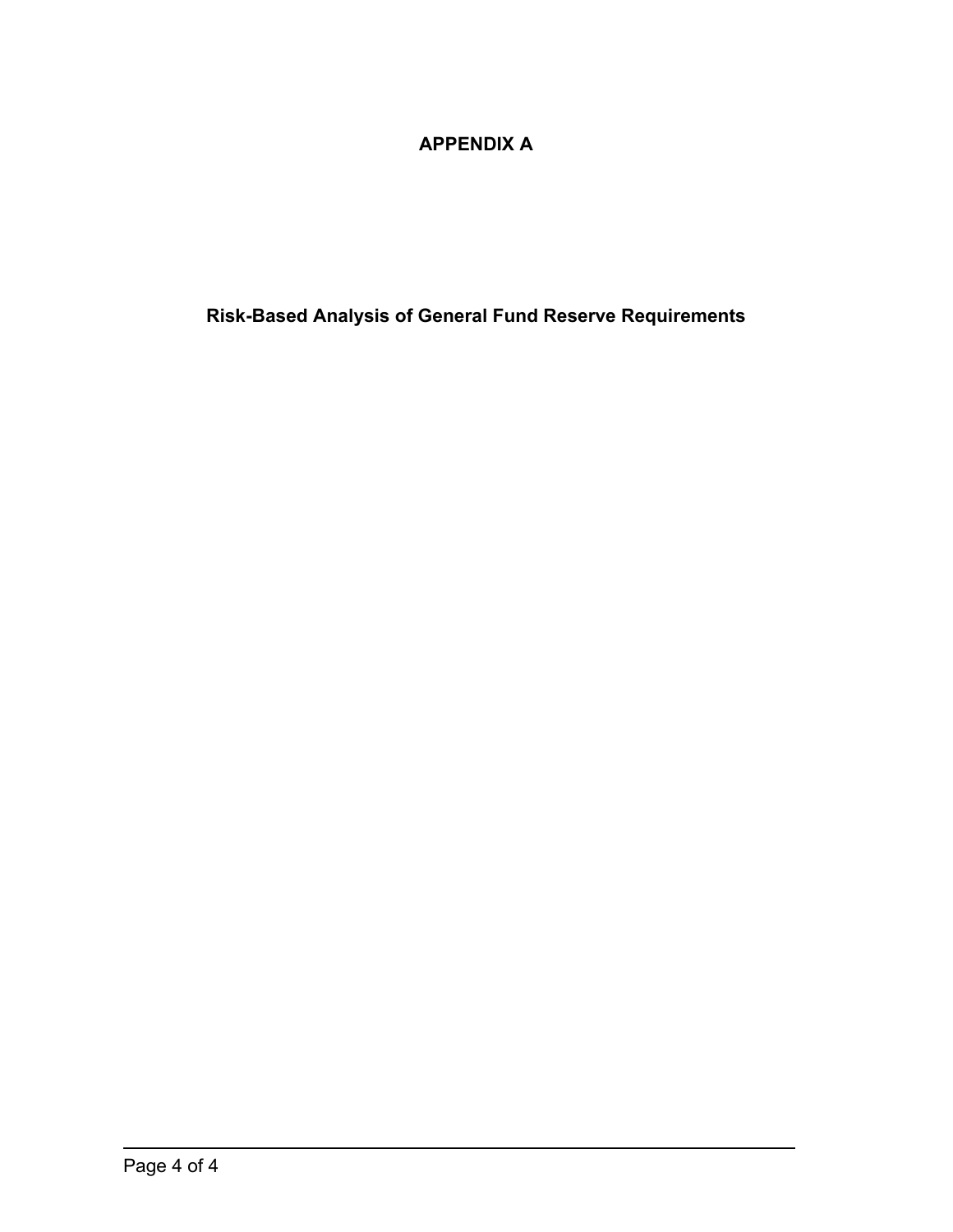# APPENDIX A

## Risk-Based Analysis of General Fund Reserve Requirements